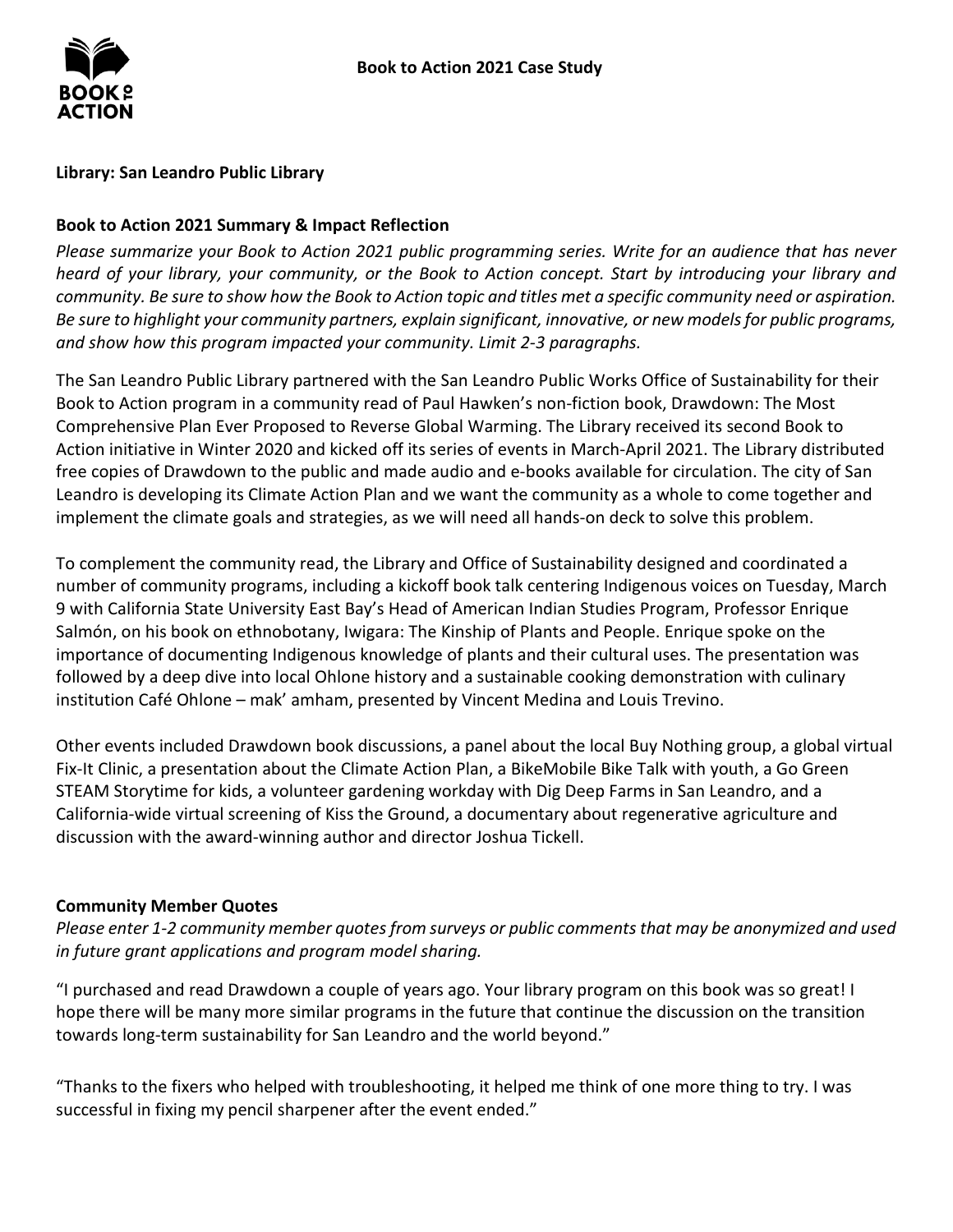# Book to Action 2021 Case Study

**Library: San Leandro Public Library**

## Book to Action 2021 Summary & Impact Reflection

*Please summarize your Book to Action 2021 public programming series. Write for an audience that has never heard of your library, your community, or the Book to Action concept. Start by introducing your library and community. Be sure to show how the Book to Action topic and titles met a specific community need or aspiration. Be sure to highlight your community partners, explain significant, innovative, or new models for public programs, and show how this program impacted your community. Limit 2-3 paragraphs.*

The San Leandro Public Library partnered with the San Leandro Public Works Office of Sustainability for their Book to Action program in a community read of Paul Hawken's non-fiction book, Drawdown: The Most Comprehensive Plan Ever Proposed to Reverse Global Warming. The Library received its second Book to Action initiative in Winter 2020 and kicked off its series of events in March-April 2021. The Library distributed free copies of Drawdown to the public and made audio and e-books available for circulation. The city of San Leandro is developing its Climate Action Plan and we want the community as a whole to come together and implement the climate goals and strategies, as we will need all hands-on deck to solve this problem.

To complement the community read, the Library and Office of Sustainability designed and coordinated a number of community programs, including a kickoff book talk centering Indigenous voices on Tuesday, March 9 with California State University East Bay's Head of American Indian Studies Program, Professor Enrique Salmón, on his book on ethnobotany, Iwigara: The Kinship of Plants and People. Enrique spoke on the importance of documenting Indigenous knowledge of plants and their cultural uses. The presentation was followed by a deep dive into local Ohlone history and a sustainable cooking demonstration with culinary institution Café Ohlone – mak' amham, presented by Vincent Medina and Louis Trevino.

Other events included Drawdown book discussions, a panel about the local Buy Nothing group, a global virtual Fix-It Clinic, a presentation about the Climate Action Plan, a BikeMobile Bike Talk with youth, a Go Green STEAM Storytime for kids, a volunteer gardening workday with Dig Deep Farms in San Leandro, and a California-wide virtual screening of Kiss the Ground, a documentary about regenerative agriculture and discussion with the award-winning author and director Joshua Tickell.

## Community Member Quotes

*Please enter 1-2 community member quotes from surveys or public comments that may be anonymized and used in future grant applications and program model sharing.*

"I purchased and read Drawdown a couple of years ago. Your library program on this book was so great! I hope there will be many more similar programs in the future that continue the discussion on the transition towards long-term sustainability for San Leandro and the world beyond."

"Thanks to the fixers who helped with troubleshooting, it helped me think of one more thing to try. I was successful in fixing my pencil sharpener after the event ended."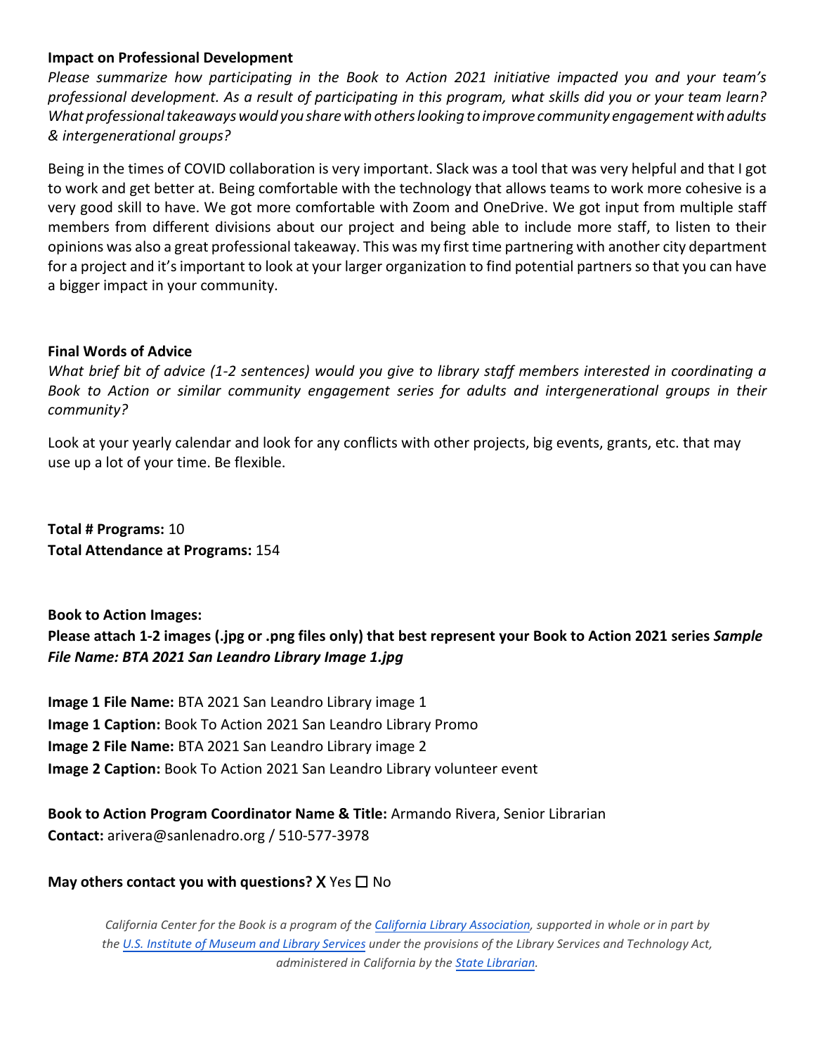**Impact on Professional Development**

*Please summarize how participating in the Book to Action 2021 initiative impacted you and your team's professional development. As a result of participating in this program, what skills did you or your team learn? What professional takeaways would you share with others looking to improve community engagement with adults & intergenerational groups?*

Being in the times of COVID collaboration is very important. Slack was a tool that was very helpful and that I got to work and get better at. Being comfortable with the technology that allows teams to work more cohesive is a very good skill to have. We got more comfortable with Zoom and OneDrive. We got input from multiple staff members from different divisions about our project and being able to include more staff, to listen to their opinions was also a great professional takeaway. This was my first time partnering with another city department for a project and it's important to look at your larger organization to find potential partners so that you can have a bigger impact in your community.

**Final Words of Advice**

*What brief bit of advice (1-2 sentences) would you give to library staff members interested in coordinating a Book to Action or similar community engagement series for adults and intergenerational groups in their community?*

Look at your yearly calendar and look for any conflicts with other projects, big events, grants, etc. that may use up a lot of your time. Be flexible.

**Total # Programs:** 10
**Total Attendance at Programs:** 154

**Book to Action Images:**
**Please attach 1-2 images (.jpg or .png files only) that best represent your Book to Action 2021 series *Sample File Name: BTA 2021 San Leandro Library Image 1.jpg***

**Image 1 File Name:** BTA 2021 San Leandro Library image 1
**Image 1 Caption:** Book To Action 2021 San Leandro Library Promo
**Image 2 File Name:** BTA 2021 San Leandro Library image 2
**Image 2 Caption:** Book To Action 2021 San Leandro Library volunteer event

**Book to Action Program Coordinator Name & Title:** Armando Rivera, Senior Librarian
**Contact:** arivera@sanlenadro.org / 510-577-3978

**May others contact you with questions?** X Yes ☐ No

*California Center for the Book is a program of the California Library Association, supported in whole or in part by the U.S. Institute of Museum and Library Services under the provisions of the Library Services and Technology Act, administered in California by the State Librarian.*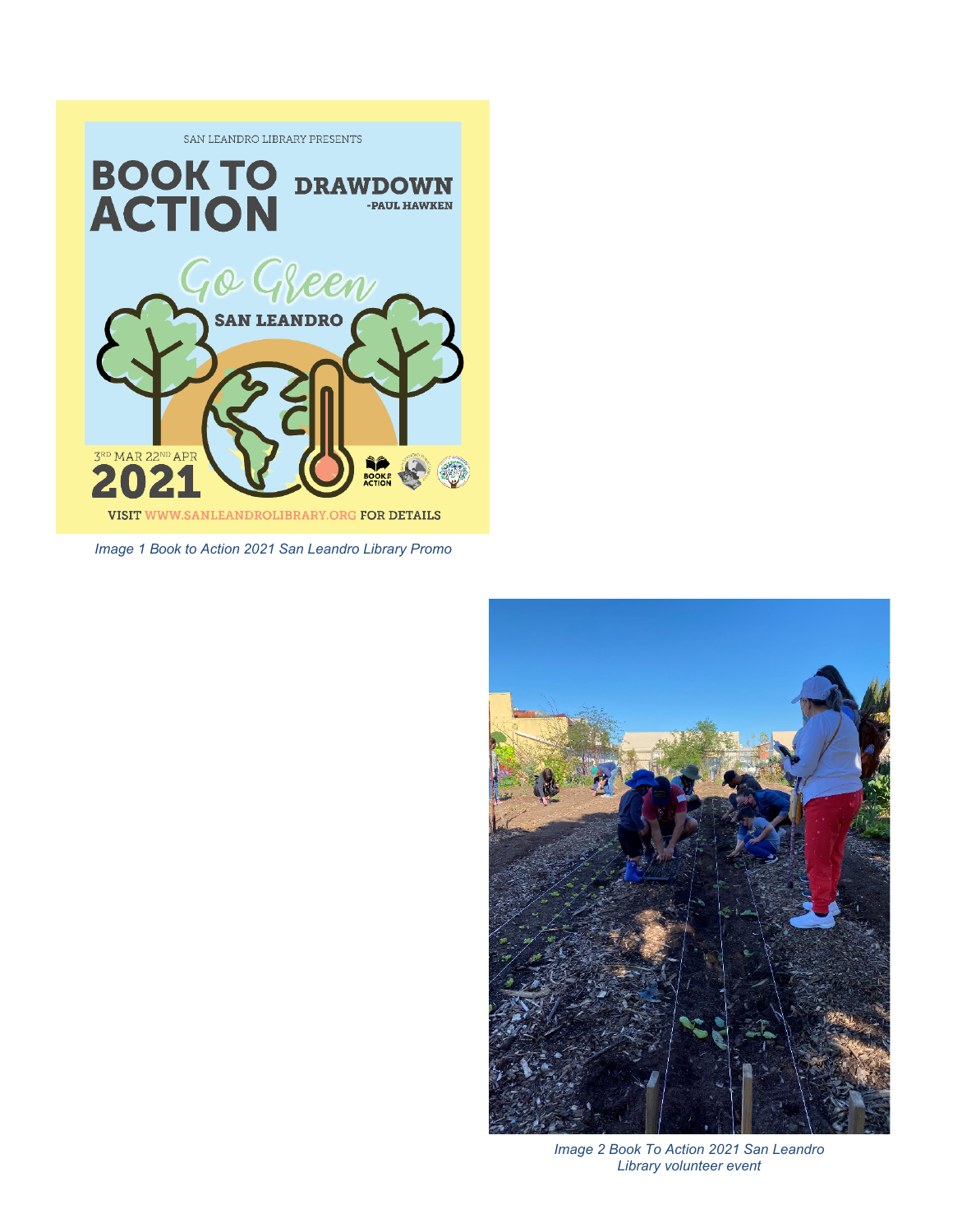*Image 1 Book to Action 2021 San Leandro Library Promo*

*Image 2 Book To Action 2021 San Leandro Library volunteer event*